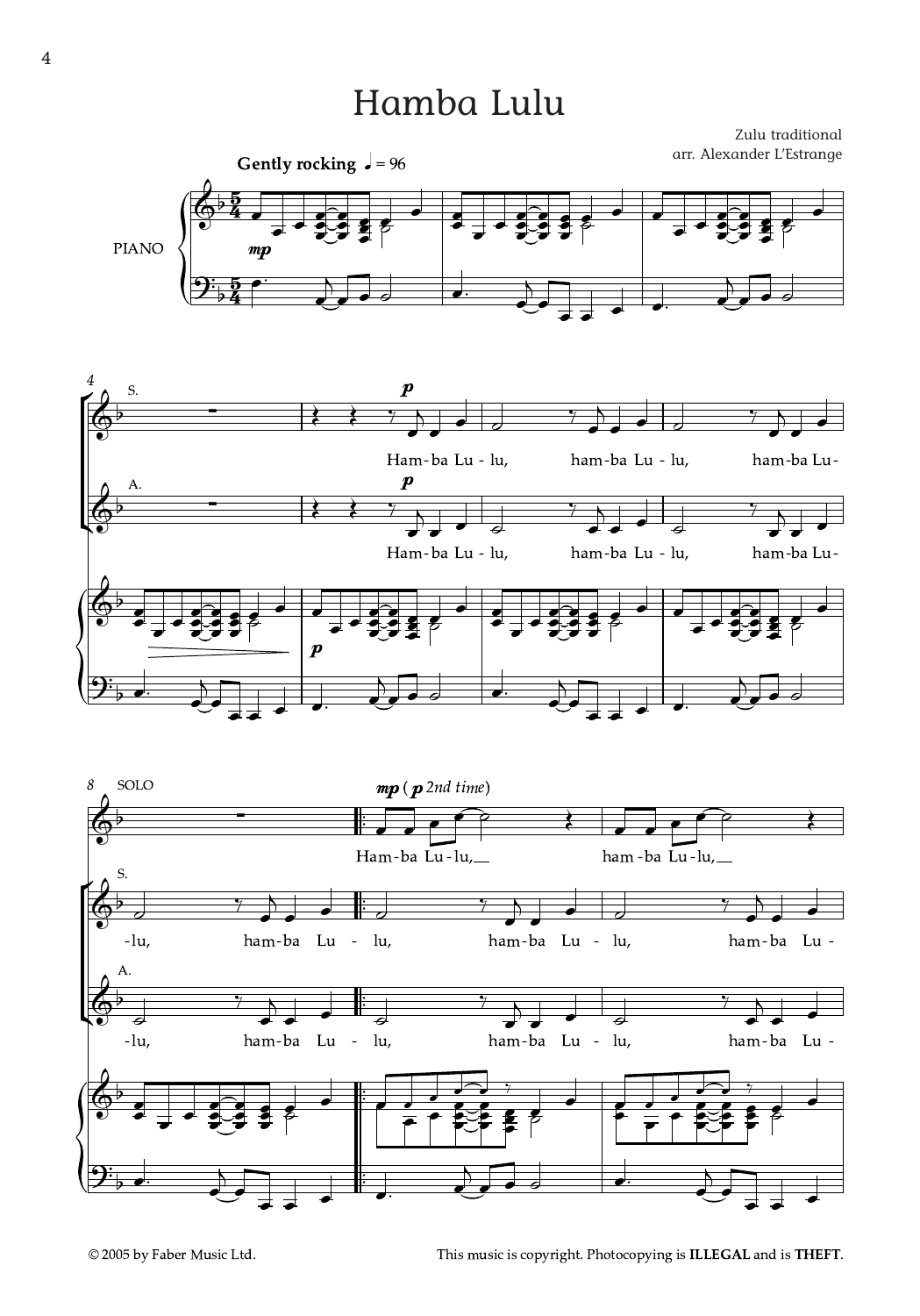# Hamba Lulu

Zulu traditional
arr. Alexander L'Estrange

**Gently rocking** ♩ = 96

PIANO

*mp*

S.

*p*

Ham-ba Lu - lu, ham-ba Lu - lu, ham-ba Lu-

A.

*p*

Ham-ba Lu - lu, ham-ba Lu - lu, ham-ba Lu-

*p*

SOLO

*mp* ( *p* *2nd time*)

Ham-ba Lu-lu, ham-ba Lu-lu,

S.

-lu, ham-ba Lu - lu, ham-ba Lu - lu, ham-ba Lu -

A.

-lu, ham-ba Lu - lu, ham-ba Lu - lu, ham-ba Lu -

© 2005 by Faber Music Ltd.

This music is copyright. Photocopying is **ILLEGAL** and is **THEFT**.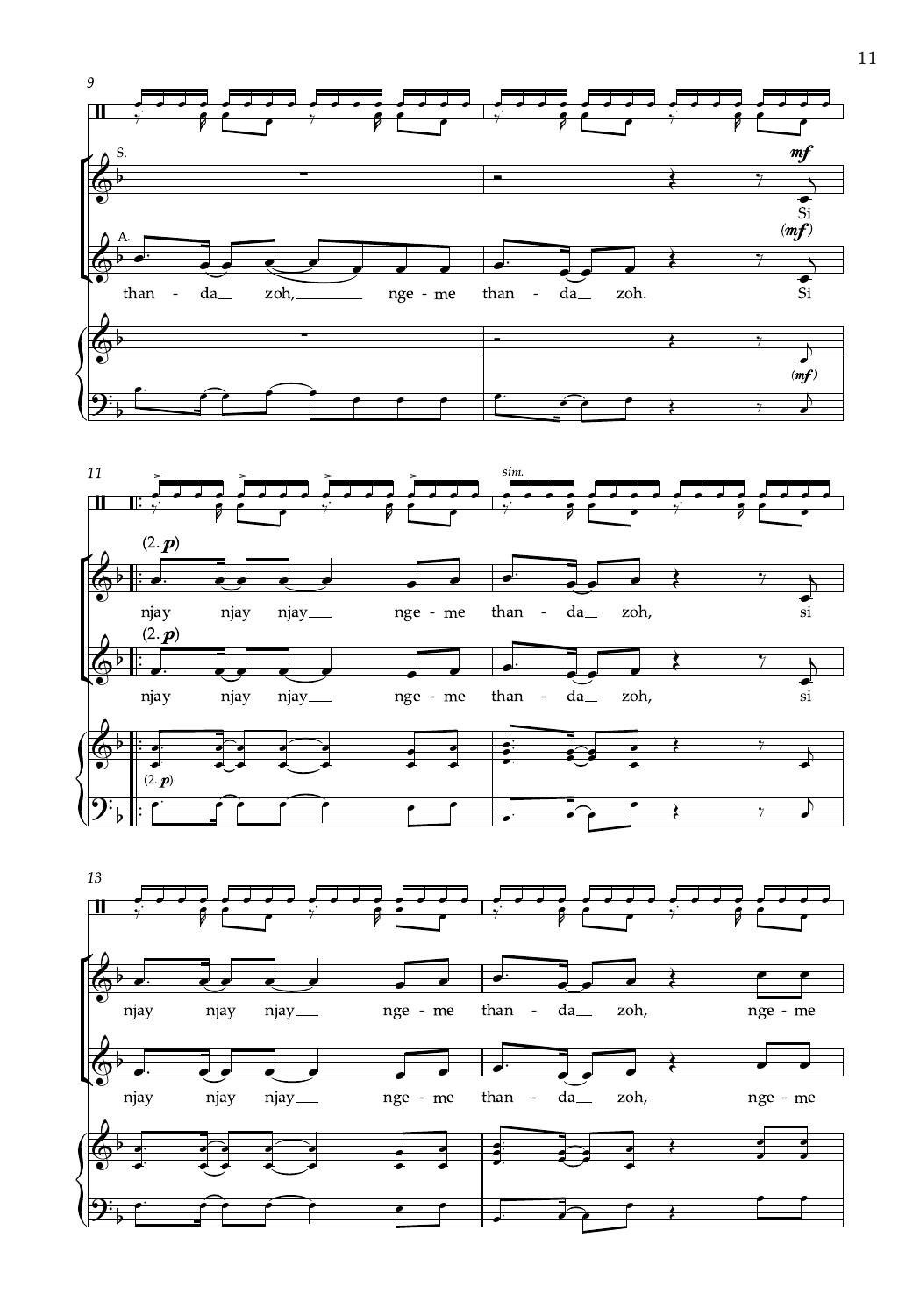S.

*mf*

Si

A.

*(mf)*

than - da zoh, nge - me than - da zoh. Si

*(mf)*

*sim.*

(2. *p*)

njay njay njay nge - me than - da zoh, si

(2. *p*)

njay njay njay nge - me than - da zoh, si

(2. *p*)

njay njay njay nge - me than - da zoh, nge - me

njay njay njay nge - me than - da zoh, nge - me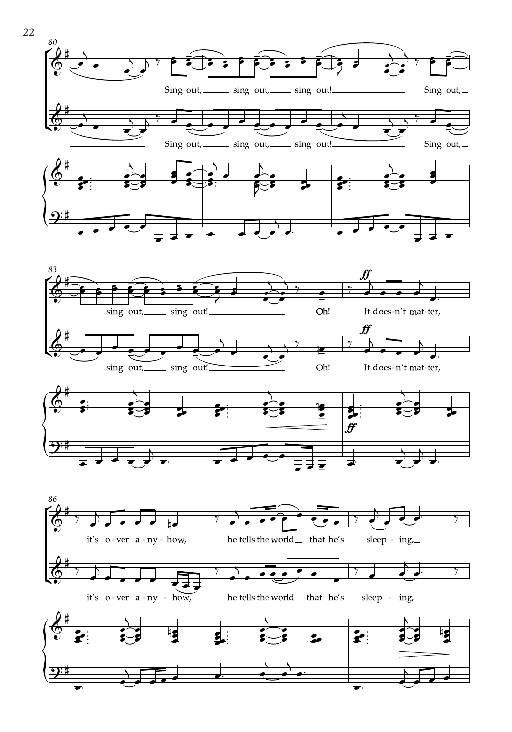Sing out, sing out, sing out! Sing out,

sing out, sing out! Oh! It does-n't mat-ter,

it's o-ver a-ny-how, he tells the world that he's sleep-ing,